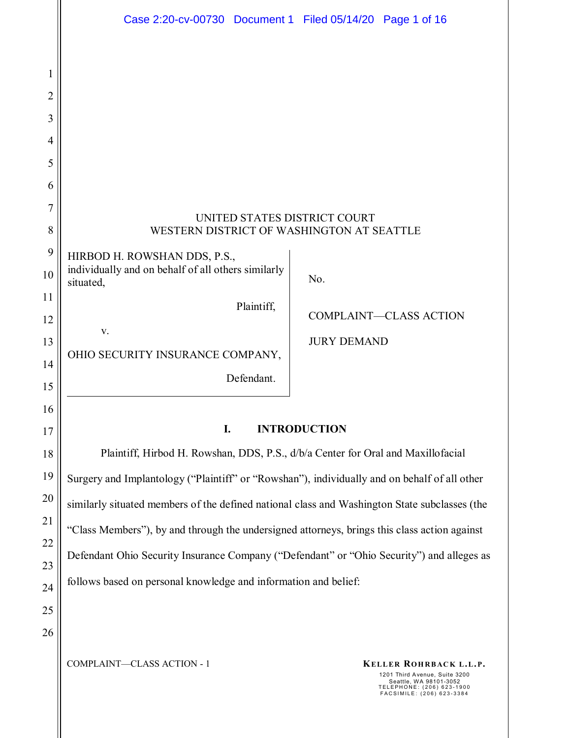UNITED STATES DISTRICT COURT
WESTERN DISTRICT OF WASHINGTON AT SEATTLE

HIRBOD H. ROWSHAN DDS, P.S., individually and on behalf of all others similarly situated,

Plaintiff,

v.

OHIO SECURITY INSURANCE COMPANY,

Defendant.

No.

COMPLAINT—CLASS ACTION

JURY DEMAND

## I. INTRODUCTION

Plaintiff, Hirbod H. Rowshan, DDS, P.S., d/b/a Center for Oral and Maxillofacial Surgery and Implantology ("Plaintiff" or "Rowshan"), individually and on behalf of all other similarly situated members of the defined national class and Washington State subclasses (the "Class Members"), by and through the undersigned attorneys, brings this class action against Defendant Ohio Security Insurance Company ("Defendant" or "Ohio Security") and alleges as follows based on personal knowledge and information and belief: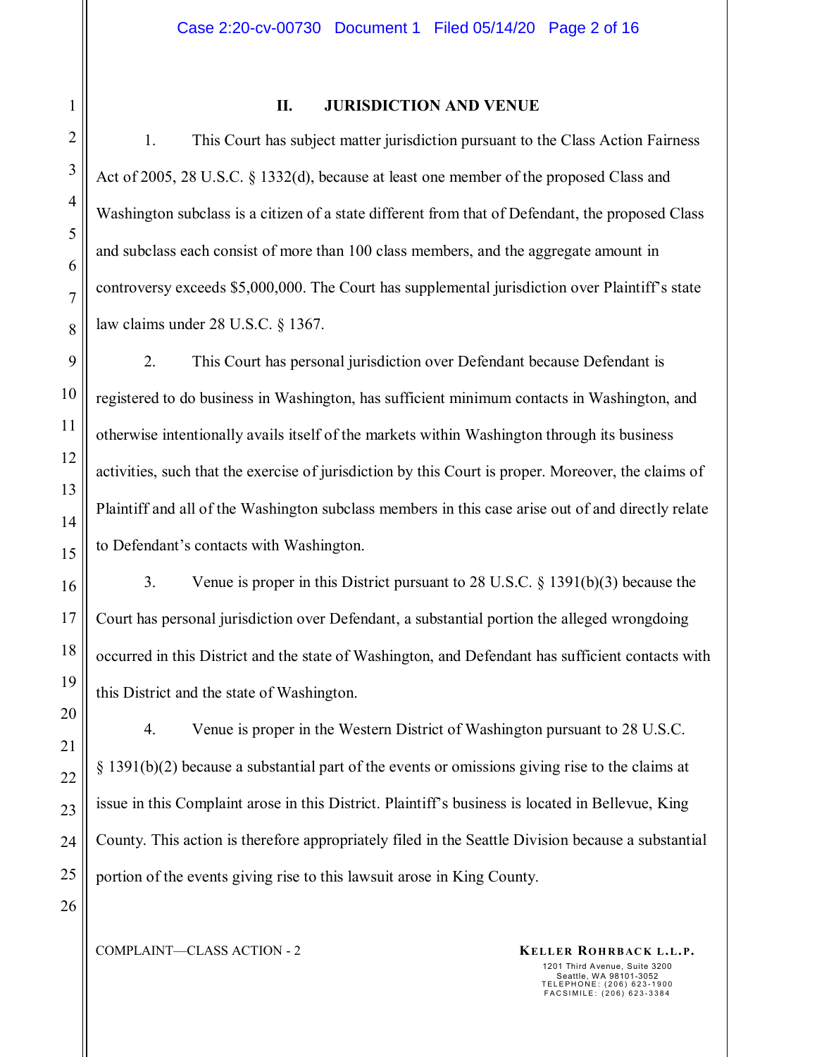## II. JURISDICTION AND VENUE

1. This Court has subject matter jurisdiction pursuant to the Class Action Fairness Act of 2005, 28 U.S.C. § 1332(d), because at least one member of the proposed Class and Washington subclass is a citizen of a state different from that of Defendant, the proposed Class and subclass each consist of more than 100 class members, and the aggregate amount in controversy exceeds $5,000,000. The Court has supplemental jurisdiction over Plaintiff's state law claims under 28 U.S.C. § 1367.

2. This Court has personal jurisdiction over Defendant because Defendant is registered to do business in Washington, has sufficient minimum contacts in Washington, and otherwise intentionally avails itself of the markets within Washington through its business activities, such that the exercise of jurisdiction by this Court is proper. Moreover, the claims of Plaintiff and all of the Washington subclass members in this case arise out of and directly relate to Defendant's contacts with Washington.

3. Venue is proper in this District pursuant to 28 U.S.C. § 1391(b)(3) because the Court has personal jurisdiction over Defendant, a substantial portion the alleged wrongdoing occurred in this District and the state of Washington, and Defendant has sufficient contacts with this District and the state of Washington.

4. Venue is proper in the Western District of Washington pursuant to 28 U.S.C. § 1391(b)(2) because a substantial part of the events or omissions giving rise to the claims at issue in this Complaint arose in this District. Plaintiff's business is located in Bellevue, King County. This action is therefore appropriately filed in the Seattle Division because a substantial portion of the events giving rise to this lawsuit arose in King County.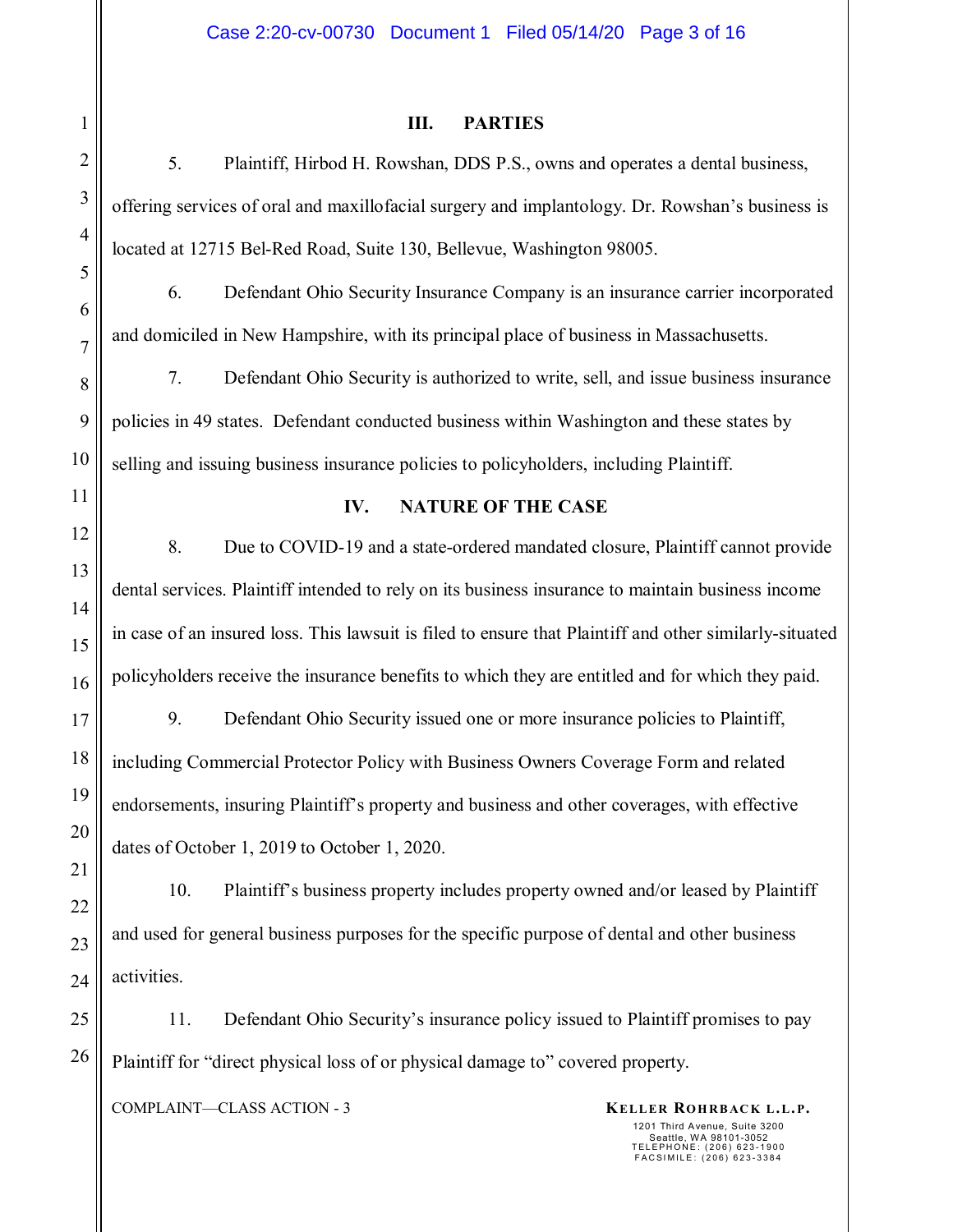## III. PARTIES

5. Plaintiff, Hirbod H. Rowshan, DDS P.S., owns and operates a dental business, offering services of oral and maxillofacial surgery and implantology. Dr. Rowshan's business is located at 12715 Bel-Red Road, Suite 130, Bellevue, Washington 98005.

6. Defendant Ohio Security Insurance Company is an insurance carrier incorporated and domiciled in New Hampshire, with its principal place of business in Massachusetts.

7. Defendant Ohio Security is authorized to write, sell, and issue business insurance policies in 49 states. Defendant conducted business within Washington and these states by selling and issuing business insurance policies to policyholders, including Plaintiff.

## IV. NATURE OF THE CASE

8. Due to COVID-19 and a state-ordered mandated closure, Plaintiff cannot provide dental services. Plaintiff intended to rely on its business insurance to maintain business income in case of an insured loss. This lawsuit is filed to ensure that Plaintiff and other similarly-situated policyholders receive the insurance benefits to which they are entitled and for which they paid.

9. Defendant Ohio Security issued one or more insurance policies to Plaintiff, including Commercial Protector Policy with Business Owners Coverage Form and related endorsements, insuring Plaintiff's property and business and other coverages, with effective dates of October 1, 2019 to October 1, 2020.

10. Plaintiff's business property includes property owned and/or leased by Plaintiff and used for general business purposes for the specific purpose of dental and other business activities.

11. Defendant Ohio Security's insurance policy issued to Plaintiff promises to pay Plaintiff for "direct physical loss of or physical damage to" covered property.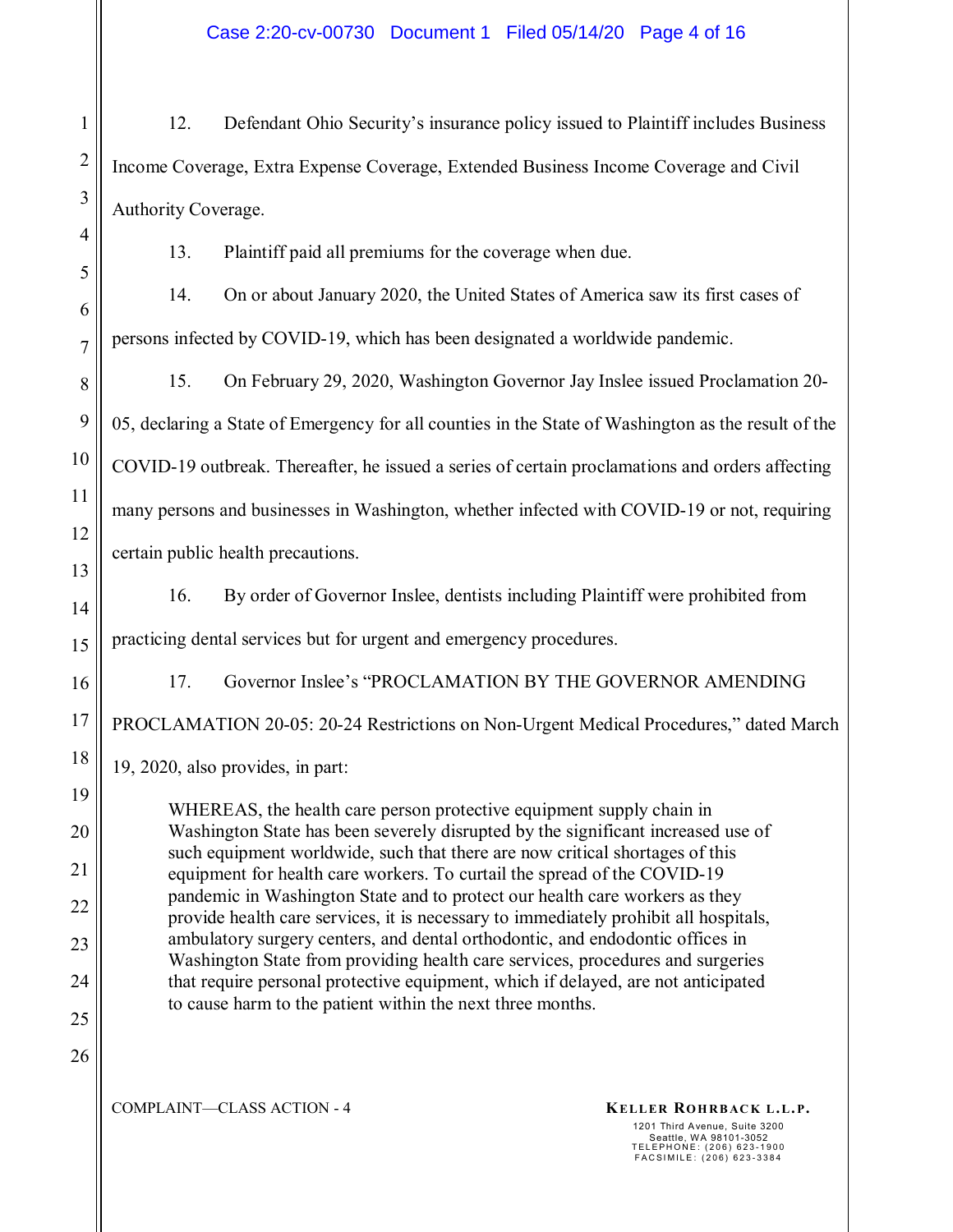12. Defendant Ohio Security's insurance policy issued to Plaintiff includes Business Income Coverage, Extra Expense Coverage, Extended Business Income Coverage and Civil Authority Coverage.

13. Plaintiff paid all premiums for the coverage when due.

14. On or about January 2020, the United States of America saw its first cases of persons infected by COVID-19, which has been designated a worldwide pandemic.

15. On February 29, 2020, Washington Governor Jay Inslee issued Proclamation 20-05, declaring a State of Emergency for all counties in the State of Washington as the result of the COVID-19 outbreak. Thereafter, he issued a series of certain proclamations and orders affecting many persons and businesses in Washington, whether infected with COVID-19 or not, requiring certain public health precautions.

16. By order of Governor Inslee, dentists including Plaintiff were prohibited from practicing dental services but for urgent and emergency procedures.

17. Governor Inslee's "PROCLAMATION BY THE GOVERNOR AMENDING PROCLAMATION 20-05: 20-24 Restrictions on Non-Urgent Medical Procedures," dated March 19, 2020, also provides, in part:

> WHEREAS, the health care person protective equipment supply chain in Washington State has been severely disrupted by the significant increased use of such equipment worldwide, such that there are now critical shortages of this equipment for health care workers. To curtail the spread of the COVID-19 pandemic in Washington State and to protect our health care workers as they provide health care services, it is necessary to immediately prohibit all hospitals, ambulatory surgery centers, and dental orthodontic, and endodontic offices in Washington State from providing health care services, procedures and surgeries that require personal protective equipment, which if delayed, are not anticipated to cause harm to the patient within the next three months.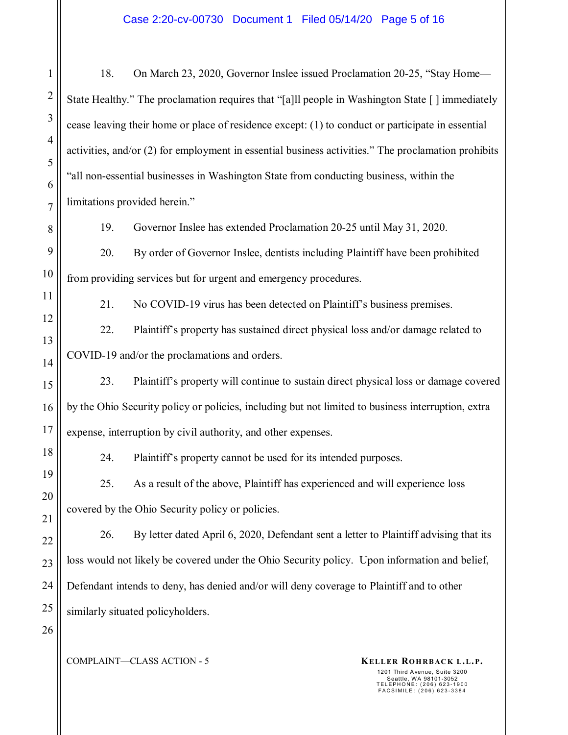18. On March 23, 2020, Governor Inslee issued Proclamation 20-25, "Stay Home—State Healthy." The proclamation requires that "[a]ll people in Washington State [ ] immediately cease leaving their home or place of residence except: (1) to conduct or participate in essential activities, and/or (2) for employment in essential business activities." The proclamation prohibits "all non-essential businesses in Washington State from conducting business, within the limitations provided herein."

19. Governor Inslee has extended Proclamation 20-25 until May 31, 2020.

20. By order of Governor Inslee, dentists including Plaintiff have been prohibited from providing services but for urgent and emergency procedures.

21. No COVID-19 virus has been detected on Plaintiff's business premises.

22. Plaintiff's property has sustained direct physical loss and/or damage related to COVID-19 and/or the proclamations and orders.

23. Plaintiff's property will continue to sustain direct physical loss or damage covered by the Ohio Security policy or policies, including but not limited to business interruption, extra expense, interruption by civil authority, and other expenses.

24. Plaintiff's property cannot be used for its intended purposes.

25. As a result of the above, Plaintiff has experienced and will experience loss covered by the Ohio Security policy or policies.

26. By letter dated April 6, 2020, Defendant sent a letter to Plaintiff advising that its loss would not likely be covered under the Ohio Security policy. Upon information and belief, Defendant intends to deny, has denied and/or will deny coverage to Plaintiff and to other similarly situated policyholders.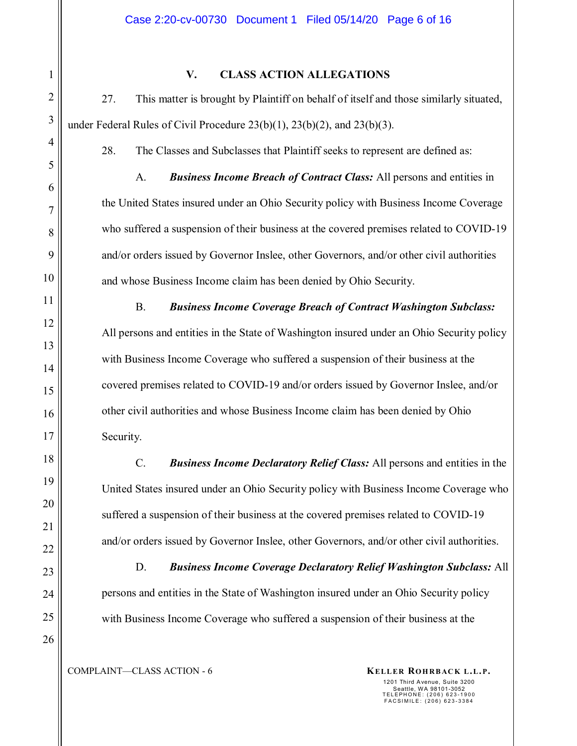## V. CLASS ACTION ALLEGATIONS

27. This matter is brought by Plaintiff on behalf of itself and those similarly situated, under Federal Rules of Civil Procedure 23(b)(1), 23(b)(2), and 23(b)(3).

28. The Classes and Subclasses that Plaintiff seeks to represent are defined as:

A. ***Business Income Breach of Contract Class:*** All persons and entities in the United States insured under an Ohio Security policy with Business Income Coverage who suffered a suspension of their business at the covered premises related to COVID-19 and/or orders issued by Governor Inslee, other Governors, and/or other civil authorities and whose Business Income claim has been denied by Ohio Security.

B. ***Business Income Coverage Breach of Contract Washington Subclass:*** All persons and entities in the State of Washington insured under an Ohio Security policy with Business Income Coverage who suffered a suspension of their business at the covered premises related to COVID-19 and/or orders issued by Governor Inslee, and/or other civil authorities and whose Business Income claim has been denied by Ohio Security.

C. ***Business Income Declaratory Relief Class:*** All persons and entities in the United States insured under an Ohio Security policy with Business Income Coverage who suffered a suspension of their business at the covered premises related to COVID-19 and/or orders issued by Governor Inslee, other Governors, and/or other civil authorities.

D. ***Business Income Coverage Declaratory Relief Washington Subclass:*** All persons and entities in the State of Washington insured under an Ohio Security policy with Business Income Coverage who suffered a suspension of their business at the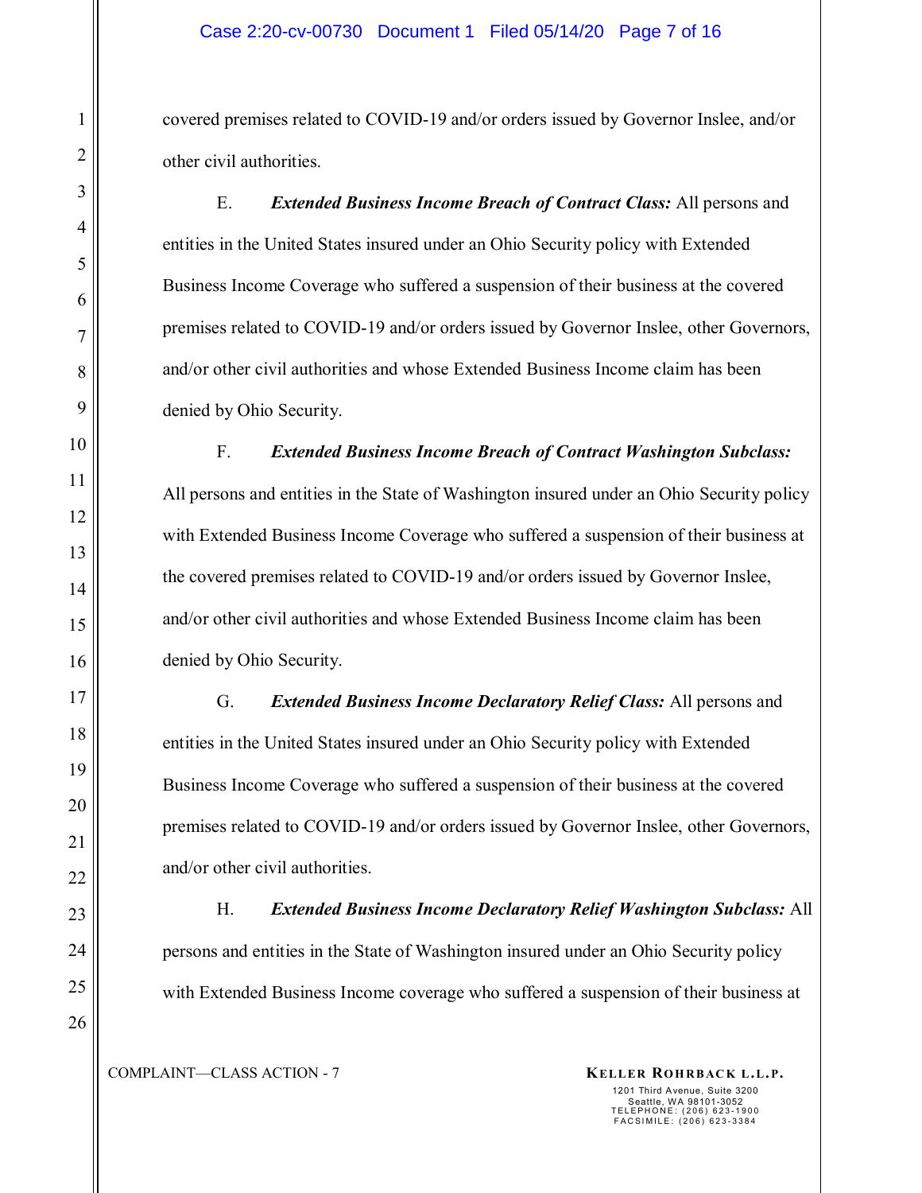covered premises related to COVID-19 and/or orders issued by Governor Inslee, and/or other civil authorities.

E. ***Extended Business Income Breach of Contract Class:*** All persons and entities in the United States insured under an Ohio Security policy with Extended Business Income Coverage who suffered a suspension of their business at the covered premises related to COVID-19 and/or orders issued by Governor Inslee, other Governors, and/or other civil authorities and whose Extended Business Income claim has been denied by Ohio Security.

F. ***Extended Business Income Breach of Contract Washington Subclass:*** All persons and entities in the State of Washington insured under an Ohio Security policy with Extended Business Income Coverage who suffered a suspension of their business at the covered premises related to COVID-19 and/or orders issued by Governor Inslee, and/or other civil authorities and whose Extended Business Income claim has been denied by Ohio Security.

G. ***Extended Business Income Declaratory Relief Class:*** All persons and entities in the United States insured under an Ohio Security policy with Extended Business Income Coverage who suffered a suspension of their business at the covered premises related to COVID-19 and/or orders issued by Governor Inslee, other Governors, and/or other civil authorities.

H. ***Extended Business Income Declaratory Relief Washington Subclass:*** All persons and entities in the State of Washington insured under an Ohio Security policy with Extended Business Income coverage who suffered a suspension of their business at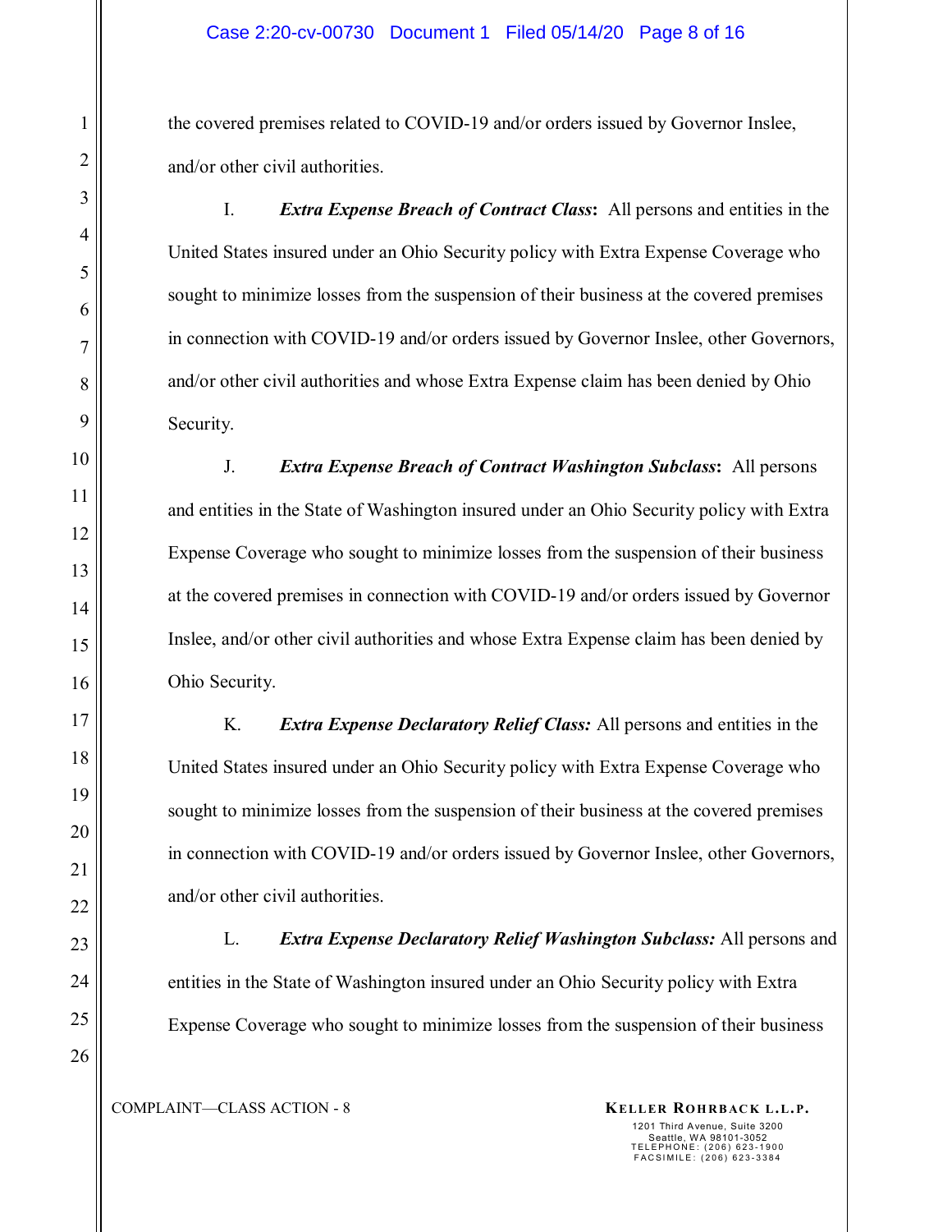the covered premises related to COVID-19 and/or orders issued by Governor Inslee, and/or other civil authorities.

I. ***Extra Expense Breach of Contract Class*:** All persons and entities in the United States insured under an Ohio Security policy with Extra Expense Coverage who sought to minimize losses from the suspension of their business at the covered premises in connection with COVID-19 and/or orders issued by Governor Inslee, other Governors, and/or other civil authorities and whose Extra Expense claim has been denied by Ohio Security.

J. ***Extra Expense Breach of Contract Washington Subclass*:** All persons and entities in the State of Washington insured under an Ohio Security policy with Extra Expense Coverage who sought to minimize losses from the suspension of their business at the covered premises in connection with COVID-19 and/or orders issued by Governor Inslee, and/or other civil authorities and whose Extra Expense claim has been denied by Ohio Security.

K. ***Extra Expense Declaratory Relief Class:*** All persons and entities in the United States insured under an Ohio Security policy with Extra Expense Coverage who sought to minimize losses from the suspension of their business at the covered premises in connection with COVID-19 and/or orders issued by Governor Inslee, other Governors, and/or other civil authorities.

L. ***Extra Expense Declaratory Relief Washington Subclass:*** All persons and entities in the State of Washington insured under an Ohio Security policy with Extra Expense Coverage who sought to minimize losses from the suspension of their business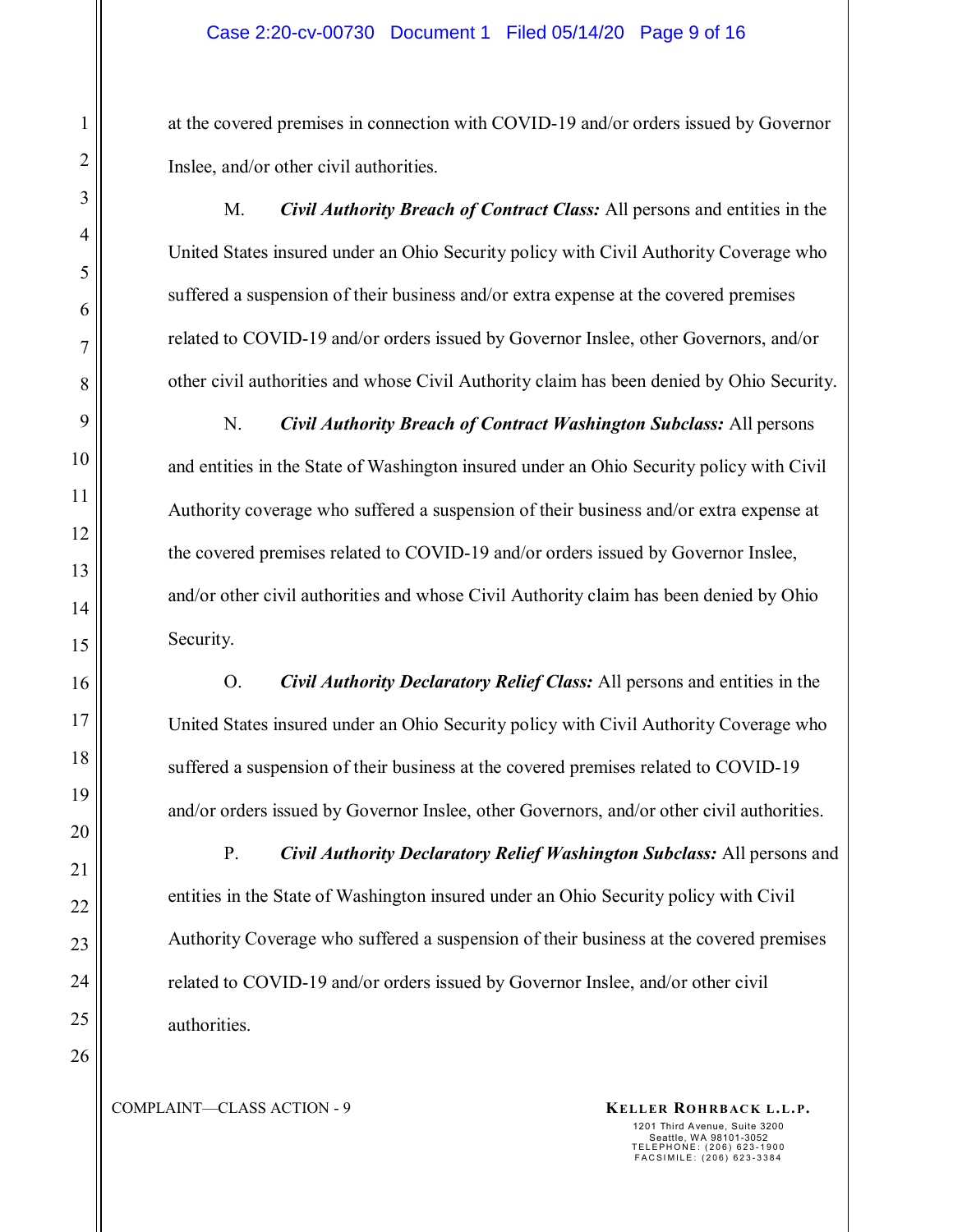at the covered premises in connection with COVID-19 and/or orders issued by Governor Inslee, and/or other civil authorities.

M. ***Civil Authority Breach of Contract Class:*** All persons and entities in the United States insured under an Ohio Security policy with Civil Authority Coverage who suffered a suspension of their business and/or extra expense at the covered premises related to COVID-19 and/or orders issued by Governor Inslee, other Governors, and/or other civil authorities and whose Civil Authority claim has been denied by Ohio Security.

N. ***Civil Authority Breach of Contract Washington Subclass:*** All persons and entities in the State of Washington insured under an Ohio Security policy with Civil Authority coverage who suffered a suspension of their business and/or extra expense at the covered premises related to COVID-19 and/or orders issued by Governor Inslee, and/or other civil authorities and whose Civil Authority claim has been denied by Ohio Security.

O. ***Civil Authority Declaratory Relief Class:*** All persons and entities in the United States insured under an Ohio Security policy with Civil Authority Coverage who suffered a suspension of their business at the covered premises related to COVID-19 and/or orders issued by Governor Inslee, other Governors, and/or other civil authorities.

P. ***Civil Authority Declaratory Relief Washington Subclass:*** All persons and entities in the State of Washington insured under an Ohio Security policy with Civil Authority Coverage who suffered a suspension of their business at the covered premises related to COVID-19 and/or orders issued by Governor Inslee, and/or other civil authorities.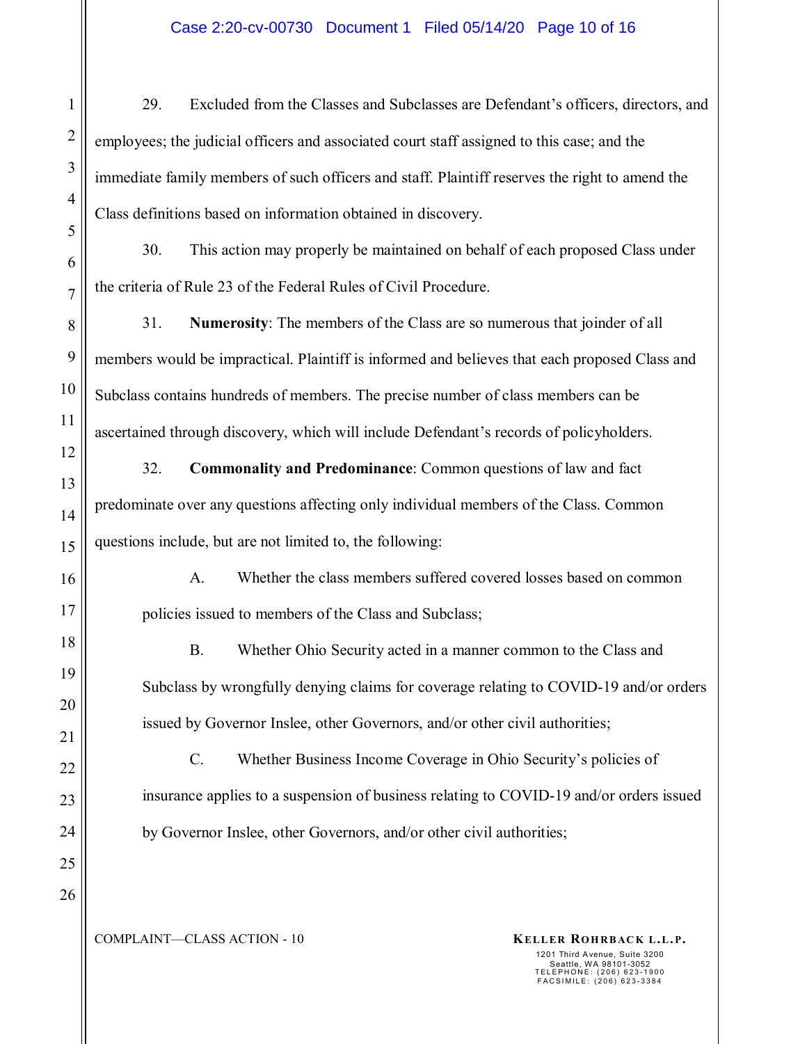29. Excluded from the Classes and Subclasses are Defendant's officers, directors, and employees; the judicial officers and associated court staff assigned to this case; and the immediate family members of such officers and staff. Plaintiff reserves the right to amend the Class definitions based on information obtained in discovery.

30. This action may properly be maintained on behalf of each proposed Class under the criteria of Rule 23 of the Federal Rules of Civil Procedure.

31. **Numerosity**: The members of the Class are so numerous that joinder of all members would be impractical. Plaintiff is informed and believes that each proposed Class and Subclass contains hundreds of members. The precise number of class members can be ascertained through discovery, which will include Defendant's records of policyholders.

32. **Commonality and Predominance**: Common questions of law and fact predominate over any questions affecting only individual members of the Class. Common questions include, but are not limited to, the following:

A. Whether the class members suffered covered losses based on common policies issued to members of the Class and Subclass;

B. Whether Ohio Security acted in a manner common to the Class and Subclass by wrongfully denying claims for coverage relating to COVID-19 and/or orders issued by Governor Inslee, other Governors, and/or other civil authorities;

C. Whether Business Income Coverage in Ohio Security's policies of insurance applies to a suspension of business relating to COVID-19 and/or orders issued by Governor Inslee, other Governors, and/or other civil authorities;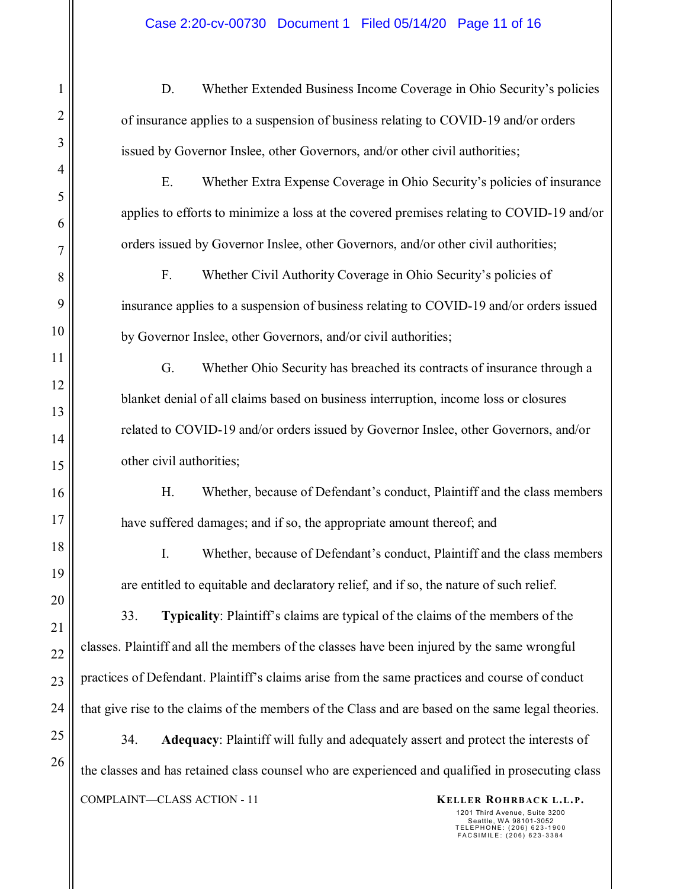D. Whether Extended Business Income Coverage in Ohio Security's policies of insurance applies to a suspension of business relating to COVID-19 and/or orders issued by Governor Inslee, other Governors, and/or other civil authorities;

E. Whether Extra Expense Coverage in Ohio Security's policies of insurance applies to efforts to minimize a loss at the covered premises relating to COVID-19 and/or orders issued by Governor Inslee, other Governors, and/or other civil authorities;

F. Whether Civil Authority Coverage in Ohio Security's policies of insurance applies to a suspension of business relating to COVID-19 and/or orders issued by Governor Inslee, other Governors, and/or civil authorities;

G. Whether Ohio Security has breached its contracts of insurance through a blanket denial of all claims based on business interruption, income loss or closures related to COVID-19 and/or orders issued by Governor Inslee, other Governors, and/or other civil authorities;

H. Whether, because of Defendant's conduct, Plaintiff and the class members have suffered damages; and if so, the appropriate amount thereof; and

I. Whether, because of Defendant's conduct, Plaintiff and the class members are entitled to equitable and declaratory relief, and if so, the nature of such relief.

33. **Typicality**: Plaintiff's claims are typical of the claims of the members of the classes. Plaintiff and all the members of the classes have been injured by the same wrongful practices of Defendant. Plaintiff's claims arise from the same practices and course of conduct that give rise to the claims of the members of the Class and are based on the same legal theories.

34. **Adequacy**: Plaintiff will fully and adequately assert and protect the interests of the classes and has retained class counsel who are experienced and qualified in prosecuting class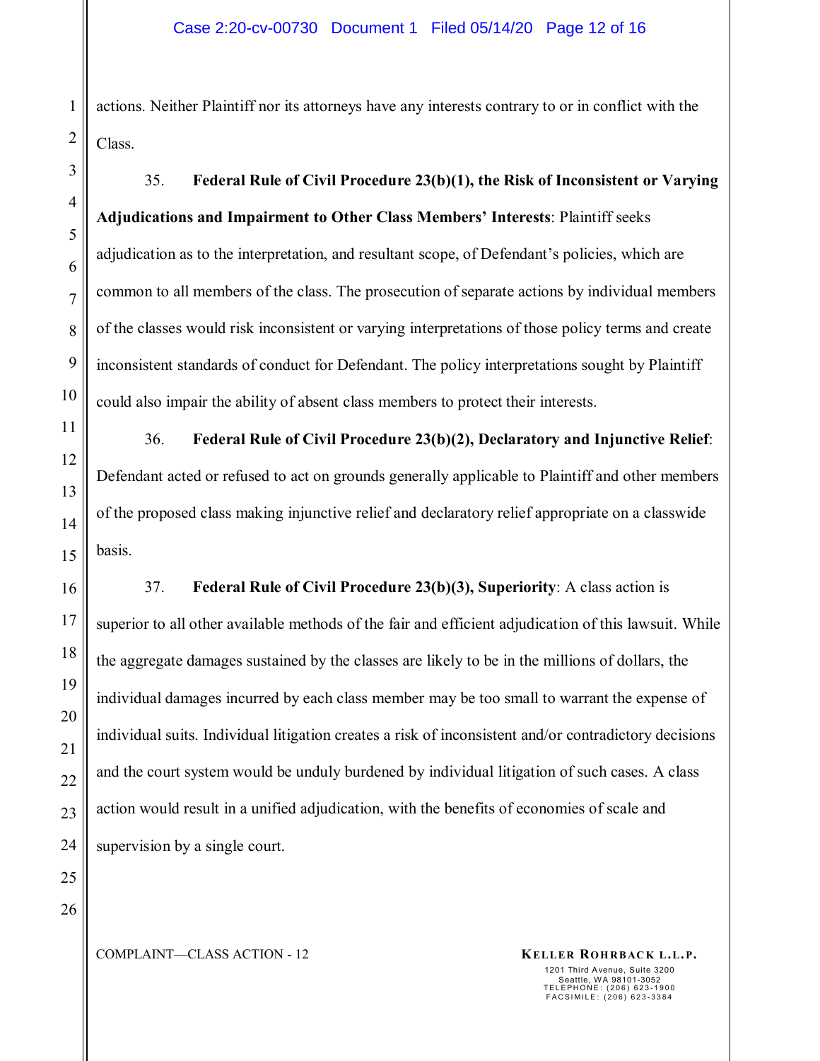actions. Neither Plaintiff nor its attorneys have any interests contrary to or in conflict with the Class.

35. **Federal Rule of Civil Procedure 23(b)(1), the Risk of Inconsistent or Varying Adjudications and Impairment to Other Class Members' Interests**: Plaintiff seeks adjudication as to the interpretation, and resultant scope, of Defendant's policies, which are common to all members of the class. The prosecution of separate actions by individual members of the classes would risk inconsistent or varying interpretations of those policy terms and create inconsistent standards of conduct for Defendant. The policy interpretations sought by Plaintiff could also impair the ability of absent class members to protect their interests.

36. **Federal Rule of Civil Procedure 23(b)(2), Declaratory and Injunctive Relief**: Defendant acted or refused to act on grounds generally applicable to Plaintiff and other members of the proposed class making injunctive relief and declaratory relief appropriate on a classwide basis.

37. **Federal Rule of Civil Procedure 23(b)(3), Superiority**: A class action is superior to all other available methods of the fair and efficient adjudication of this lawsuit. While the aggregate damages sustained by the classes are likely to be in the millions of dollars, the individual damages incurred by each class member may be too small to warrant the expense of individual suits. Individual litigation creates a risk of inconsistent and/or contradictory decisions and the court system would be unduly burdened by individual litigation of such cases. A class action would result in a unified adjudication, with the benefits of economies of scale and supervision by a single court.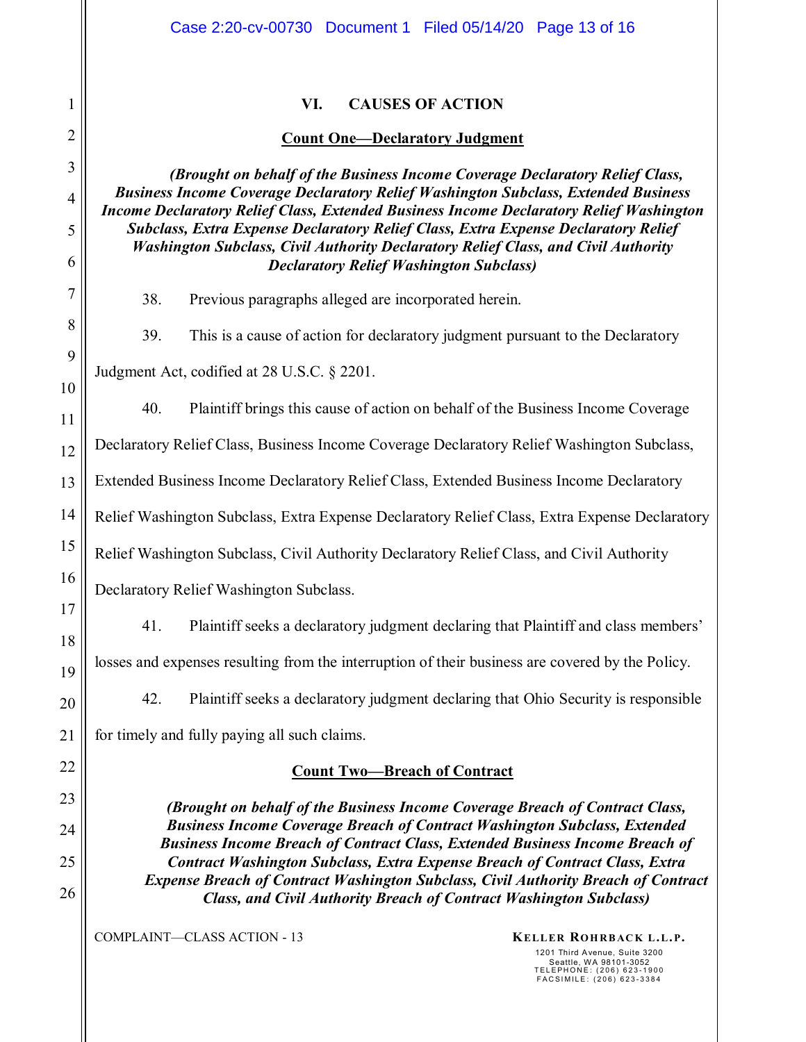## VI. CAUSES OF ACTION

### Count One—Declaratory Judgment

*(Brought on behalf of the Business Income Coverage Declaratory Relief Class, Business Income Coverage Declaratory Relief Washington Subclass, Extended Business Income Declaratory Relief Class, Extended Business Income Declaratory Relief Washington Subclass, Extra Expense Declaratory Relief Class, Extra Expense Declaratory Relief Washington Subclass, Civil Authority Declaratory Relief Class, and Civil Authority Declaratory Relief Washington Subclass)*

38. Previous paragraphs alleged are incorporated herein.

39. This is a cause of action for declaratory judgment pursuant to the Declaratory Judgment Act, codified at 28 U.S.C. § 2201.

40. Plaintiff brings this cause of action on behalf of the Business Income Coverage Declaratory Relief Class, Business Income Coverage Declaratory Relief Washington Subclass, Extended Business Income Declaratory Relief Class, Extended Business Income Declaratory Relief Washington Subclass, Extra Expense Declaratory Relief Class, Extra Expense Declaratory Relief Washington Subclass, Civil Authority Declaratory Relief Class, and Civil Authority Declaratory Relief Washington Subclass.

41. Plaintiff seeks a declaratory judgment declaring that Plaintiff and class members' losses and expenses resulting from the interruption of their business are covered by the Policy.

42. Plaintiff seeks a declaratory judgment declaring that Ohio Security is responsible for timely and fully paying all such claims.

### Count Two—Breach of Contract

*(Brought on behalf of the Business Income Coverage Breach of Contract Class, Business Income Coverage Breach of Contract Washington Subclass, Extended Business Income Breach of Contract Class, Extended Business Income Breach of Contract Washington Subclass, Extra Expense Breach of Contract Class, Extra Expense Breach of Contract Washington Subclass, Civil Authority Breach of Contract Class, and Civil Authority Breach of Contract Washington Subclass)*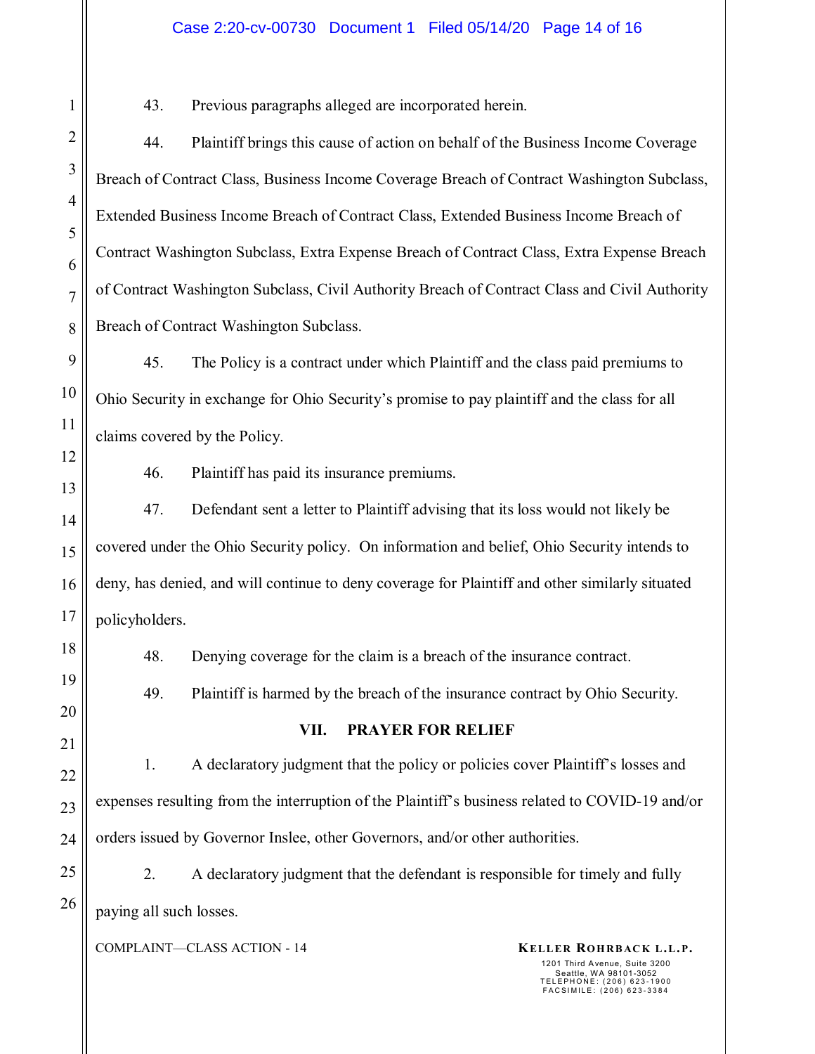43. Previous paragraphs alleged are incorporated herein.

44. Plaintiff brings this cause of action on behalf of the Business Income Coverage Breach of Contract Class, Business Income Coverage Breach of Contract Washington Subclass, Extended Business Income Breach of Contract Class, Extended Business Income Breach of Contract Washington Subclass, Extra Expense Breach of Contract Class, Extra Expense Breach of Contract Washington Subclass, Civil Authority Breach of Contract Class and Civil Authority Breach of Contract Washington Subclass.

45. The Policy is a contract under which Plaintiff and the class paid premiums to Ohio Security in exchange for Ohio Security's promise to pay plaintiff and the class for all claims covered by the Policy.

46. Plaintiff has paid its insurance premiums.

47. Defendant sent a letter to Plaintiff advising that its loss would not likely be covered under the Ohio Security policy. On information and belief, Ohio Security intends to deny, has denied, and will continue to deny coverage for Plaintiff and other similarly situated policyholders.

48. Denying coverage for the claim is a breach of the insurance contract.

49. Plaintiff is harmed by the breach of the insurance contract by Ohio Security.

## VII. PRAYER FOR RELIEF

1. A declaratory judgment that the policy or policies cover Plaintiff's losses and expenses resulting from the interruption of the Plaintiff's business related to COVID-19 and/or orders issued by Governor Inslee, other Governors, and/or other authorities.

2. A declaratory judgment that the defendant is responsible for timely and fully paying all such losses.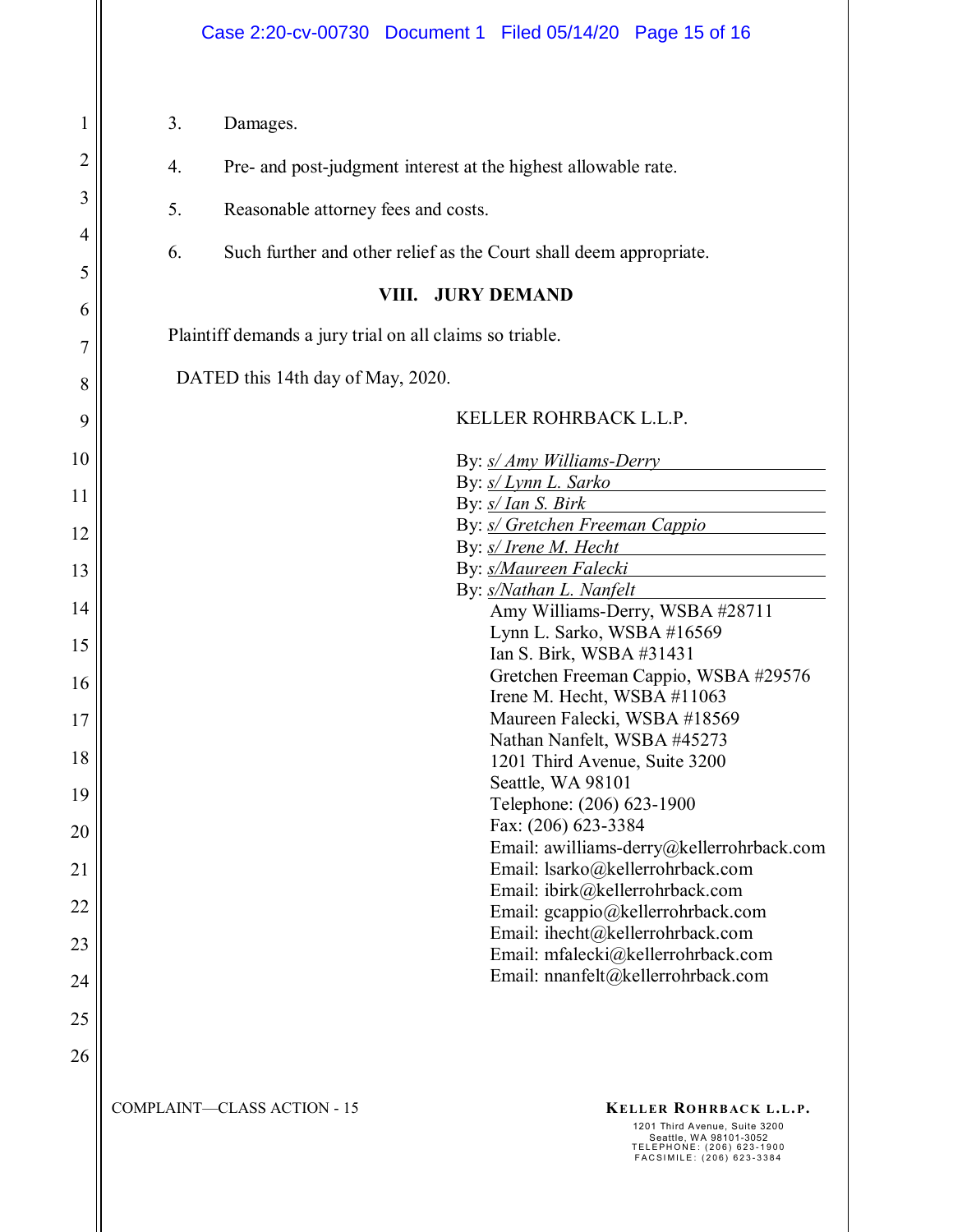3. Damages.

4. Pre- and post-judgment interest at the highest allowable rate.

5. Reasonable attorney fees and costs.

6. Such further and other relief as the Court shall deem appropriate.

## VIII. JURY DEMAND

Plaintiff demands a jury trial on all claims so triable.

DATED this 14th day of May, 2020.

KELLER ROHRBACK L.L.P.

By: *s/ Amy Williams-Derry*
By: *s/ Lynn L. Sarko*
By: *s/ Ian S. Birk*
By: *s/ Gretchen Freeman Cappio*
By: *s/ Irene M. Hecht*
By: *s/Maureen Falecki*
By: *s/Nathan L. Nanfelt*

Amy Williams-Derry, WSBA #28711
Lynn L. Sarko, WSBA #16569
Ian S. Birk, WSBA #31431
Gretchen Freeman Cappio, WSBA #29576
Irene M. Hecht, WSBA #11063
Maureen Falecki, WSBA #18569
Nathan Nanfelt, WSBA #45273
1201 Third Avenue, Suite 3200
Seattle, WA 98101
Telephone: (206) 623-1900
Fax: (206) 623-3384
Email: awilliams-derry@kellerrohrback.com
Email: lsarko@kellerrohrback.com
Email: ibirk@kellerrohrback.com
Email: gcappio@kellerrohrback.com
Email: ihecht@kellerrohrback.com
Email: mfalecki@kellerrohrback.com
Email: nnanfelt@kellerrohrback.com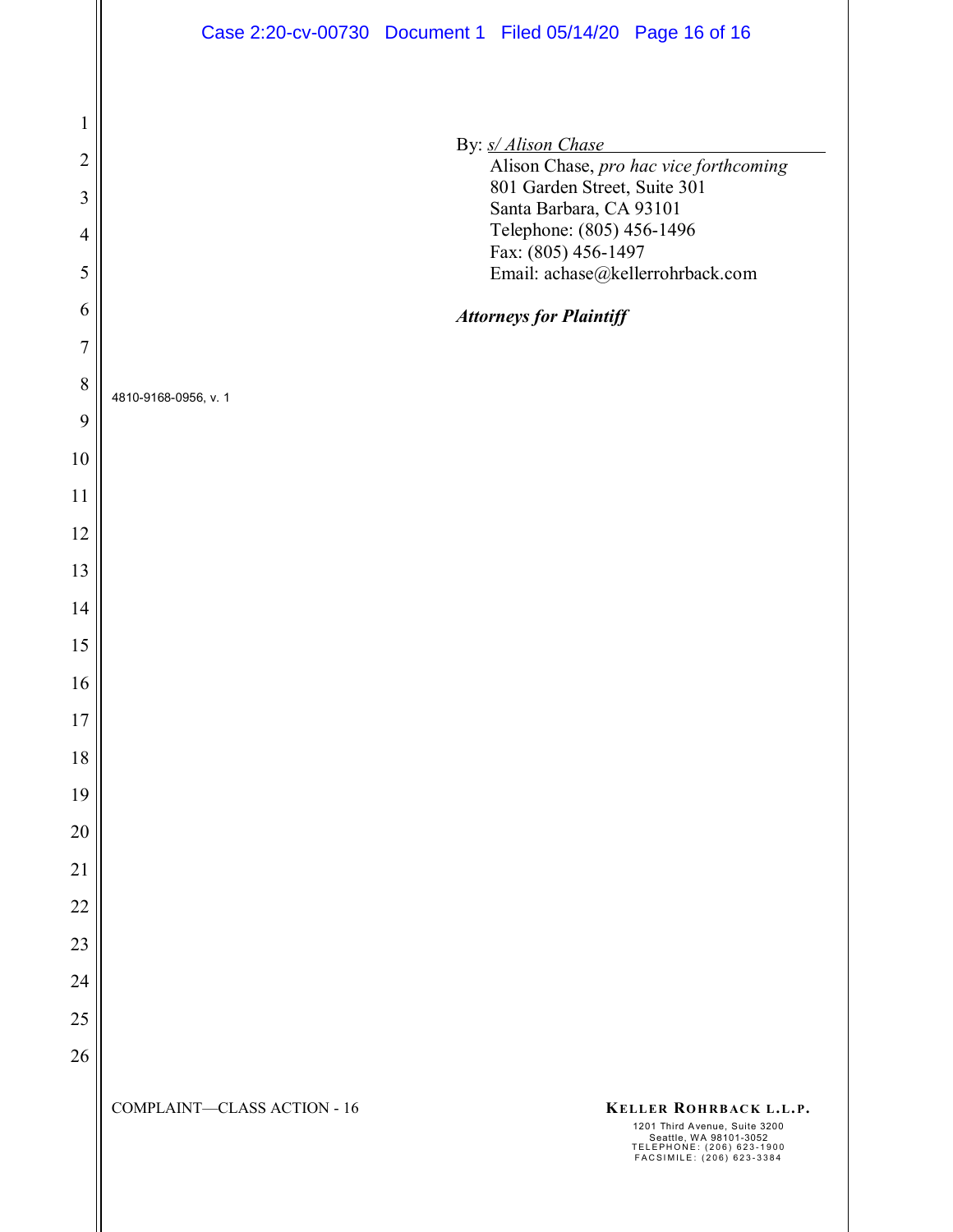By: *s/ Alison Chase*
Alison Chase, *pro hac vice forthcoming*
801 Garden Street, Suite 301
Santa Barbara, CA 93101
Telephone: (805) 456-1496
Fax: (805) 456-1497
Email: achase@kellerrohrback.com

***Attorneys for Plaintiff***

4810-9168-0956, v. 1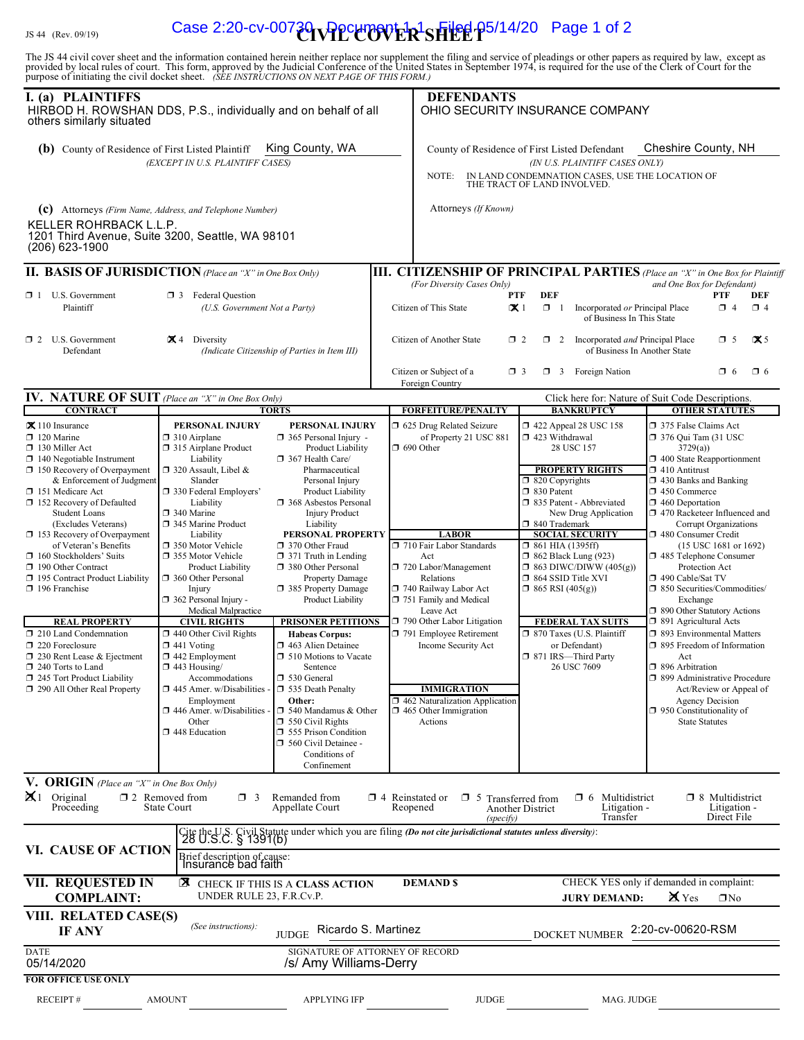JS 44 (Rev. 09/19)

# CIVIL COVER SHEET

The JS 44 civil cover sheet and the information contained herein neither replace nor supplement the filing and service of pleadings or other papers as required by law, except as provided by local rules of court. This form, approved by the Judicial Conference of the United States in September 1974, is required for the use of the Clerk of Court for the purpose of initiating the civil docket sheet. *(SEE INSTRUCTIONS ON NEXT PAGE OF THIS FORM.)*

## I. (a) PLAINTIFFS

HIRBOD H. ROWSHAN DDS, P.S., individually and on behalf of all others similarly situated

**(b)** County of Residence of First Listed Plaintiff: King County, WA
*(EXCEPT IN U.S. PLAINTIFF CASES)*

**(c)** Attorneys *(Firm Name, Address, and Telephone Number)*

KELLER ROHRBACK L.L.P.
1201 Third Avenue, Suite 3200, Seattle, WA 98101
(206) 623-1900

## DEFENDANTS

OHIO SECURITY INSURANCE COMPANY

County of Residence of First Listed Defendant: Cheshire County, NH
*(IN U.S. PLAINTIFF CASES ONLY)*

NOTE: IN LAND CONDEMNATION CASES, USE THE LOCATION OF THE TRACT OF LAND INVOLVED.

Attorneys *(If Known)*

## II. BASIS OF JURISDICTION *(Place an "X" in One Box Only)*

- ☐ 1 U.S. Government Plaintiff
- ☐ 3 Federal Question *(U.S. Government Not a Party)*
- ☐ 2 U.S. Government Defendant
- ☒ 4 Diversity *(Indicate Citizenship of Parties in Item III)*

## III. CITIZENSHIP OF PRINCIPAL PARTIES *(Place an "X" in One Box for Plaintiff and One Box for Defendant)* *(For Diversity Cases Only)*

| | PTF | DEF | | PTF | DEF |
|---|---|---|---|---|---|
| Citizen of This State | ☒ 1 | ☐ 1 | Incorporated *or* Principal Place of Business In This State | ☐ 4 | ☐ 4 |
| Citizen of Another State | ☐ 2 | ☐ 2 | Incorporated *and* Principal Place of Business In Another State | ☐ 5 | ☒ 5 |
| Citizen or Subject of a Foreign Country | ☐ 3 | ☐ 3 | Foreign Nation | ☐ 6 | ☐ 6 |

## IV. NATURE OF SUIT *(Place an "X" in One Box Only)*

Click here for: Nature of Suit Code Descriptions.

**CONTRACT**
- ☒ 110 Insurance
- ☐ 120 Marine
- ☐ 130 Miller Act
- ☐ 140 Negotiable Instrument
- ☐ 150 Recovery of Overpayment & Enforcement of Judgment
- ☐ 151 Medicare Act
- ☐ 152 Recovery of Defaulted Student Loans (Excludes Veterans)
- ☐ 153 Recovery of Overpayment of Veteran's Benefits
- ☐ 160 Stockholders' Suits
- ☐ 190 Other Contract
- ☐ 195 Contract Product Liability
- ☐ 196 Franchise

**REAL PROPERTY**
- ☐ 210 Land Condemnation
- ☐ 220 Foreclosure
- ☐ 230 Rent Lease & Ejectment
- ☐ 240 Torts to Land
- ☐ 245 Tort Product Liability
- ☐ 290 All Other Real Property

**TORTS — PERSONAL INJURY**
- ☐ 310 Airplane
- ☐ 315 Airplane Product Liability
- ☐ 320 Assault, Libel & Slander
- ☐ 330 Federal Employers' Liability
- ☐ 340 Marine
- ☐ 345 Marine Product Liability
- ☐ 350 Motor Vehicle
- ☐ 355 Motor Vehicle Product Liability
- ☐ 360 Other Personal Injury
- ☐ 362 Personal Injury - Medical Malpractice

**PERSONAL INJURY**
- ☐ 365 Personal Injury - Product Liability
- ☐ 367 Health Care/ Pharmaceutical Personal Injury Product Liability
- ☐ 368 Asbestos Personal Injury Product Liability

**PERSONAL PROPERTY**
- ☐ 370 Other Fraud
- ☐ 371 Truth in Lending
- ☐ 380 Other Personal Property Damage
- ☐ 385 Property Damage Product Liability

**CIVIL RIGHTS**
- ☐ 440 Other Civil Rights
- ☐ 441 Voting
- ☐ 442 Employment
- ☐ 443 Housing/ Accommodations
- ☐ 445 Amer. w/Disabilities - Employment
- ☐ 446 Amer. w/Disabilities - Other
- ☐ 448 Education

**PRISONER PETITIONS**
Habeas Corpus:
- ☐ 463 Alien Detainee
- ☐ 510 Motions to Vacate Sentence
- ☐ 530 General
- ☐ 535 Death Penalty

Other:
- ☐ 540 Mandamus & Other
- ☐ 550 Civil Rights
- ☐ 555 Prison Condition
- ☐ 560 Civil Detainee - Conditions of Confinement

**FORFEITURE/PENALTY**
- ☐ 625 Drug Related Seizure of Property 21 USC 881
- ☐ 690 Other

**LABOR**
- ☐ 710 Fair Labor Standards Act
- ☐ 720 Labor/Management Relations
- ☐ 740 Railway Labor Act
- ☐ 751 Family and Medical Leave Act
- ☐ 790 Other Labor Litigation
- ☐ 791 Employee Retirement Income Security Act

**IMMIGRATION**
- ☐ 462 Naturalization Application
- ☐ 465 Other Immigration Actions

**BANKRUPTCY**
- ☐ 422 Appeal 28 USC 158
- ☐ 423 Withdrawal 28 USC 157

**PROPERTY RIGHTS**
- ☐ 820 Copyrights
- ☐ 830 Patent
- ☐ 835 Patent - Abbreviated New Drug Application
- ☐ 840 Trademark

**SOCIAL SECURITY**
- ☐ 861 HIA (1395ff)
- ☐ 862 Black Lung (923)
- ☐ 863 DIWC/DIWW (405(g))
- ☐ 864 SSID Title XVI
- ☐ 865 RSI (405(g))

**FEDERAL TAX SUITS**
- ☐ 870 Taxes (U.S. Plaintiff or Defendant)
- ☐ 871 IRS—Third Party 26 USC 7609

**OTHER STATUTES**
- ☐ 375 False Claims Act
- ☐ 376 Qui Tam (31 USC 3729(a))
- ☐ 400 State Reapportionment
- ☐ 410 Antitrust
- ☐ 430 Banks and Banking
- ☐ 450 Commerce
- ☐ 460 Deportation
- ☐ 470 Racketeer Influenced and Corrupt Organizations
- ☐ 480 Consumer Credit (15 USC 1681 or 1692)
- ☐ 485 Telephone Consumer Protection Act
- ☐ 490 Cable/Sat TV
- ☐ 850 Securities/Commodities/ Exchange
- ☐ 890 Other Statutory Actions
- ☐ 891 Agricultural Acts
- ☐ 893 Environmental Matters
- ☐ 895 Freedom of Information Act
- ☐ 896 Arbitration
- ☐ 899 Administrative Procedure Act/Review or Appeal of Agency Decision
- ☐ 950 Constitutionality of State Statutes

## V. ORIGIN *(Place an "X" in One Box Only)*

- ☒ 1 Original Proceeding
- ☐ 2 Removed from State Court
- ☐ 3 Remanded from Appellate Court
- ☐ 4 Reinstated or Reopened
- ☐ 5 Transferred from Another District *(specify)*
- ☐ 6 Multidistrict Litigation - Transfer
- ☐ 8 Multidistrict Litigation - Direct File

## VI. CAUSE OF ACTION

Cite the U.S. Civil Statute under which you are filing *(Do not cite jurisdictional statutes unless diversity)*: 28 U.S.C. § 1391(b)

Brief description of cause: Insurance bad faith

## VII. REQUESTED IN COMPLAINT:

☒ CHECK IF THIS IS A **CLASS ACTION** UNDER RULE 23, F.R.Cv.P.

**DEMAND $**

CHECK YES only if demanded in complaint:
**JURY DEMAND:** ☒ Yes ☐ No

## VIII. RELATED CASE(S) IF ANY

*(See instructions):* JUDGE Ricardo S. Martinez DOCKET NUMBER 2:20-cv-00620-RSM

DATE: 05/14/2020

SIGNATURE OF ATTORNEY OF RECORD: /s/ Amy Williams-Derry

**FOR OFFICE USE ONLY**

RECEIPT # ______ AMOUNT ______ APPLYING IFP ______ JUDGE ______ MAG. JUDGE ______